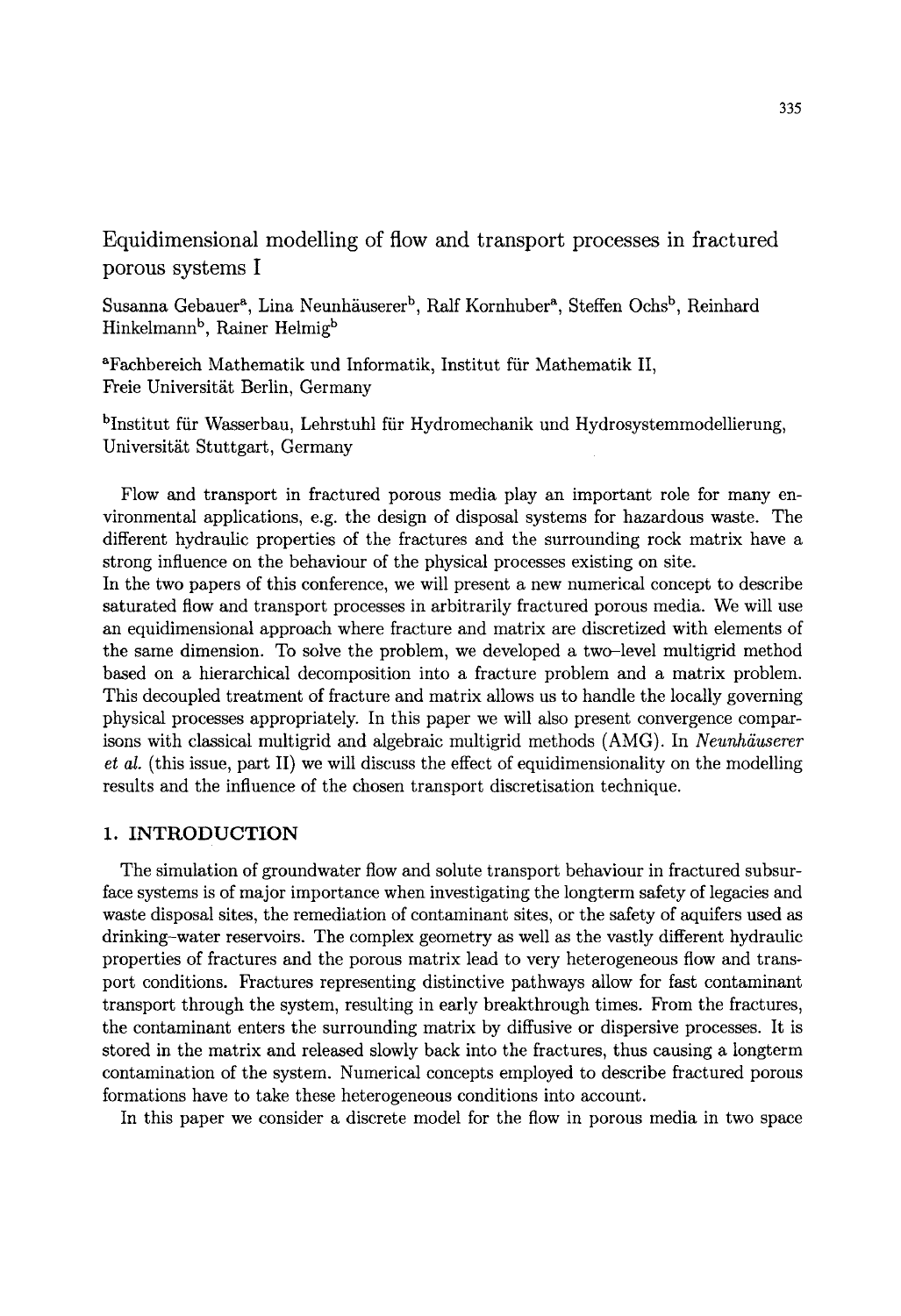# Equidimensional modelling of flow and transport processes in fractured porous systems I

Susanna Gebauer[a], Lina Neunhäuserer[b], Ralf Kornhuber[a], Steffen Ochs[b], Reinhard Hinkelmann[b], Rainer Helmig[b]

[a]Fachbereich Mathematik und Informatik, Institut für Mathematik II, Freie Universität Berlin, Germany

[b]Institut für Wasserbau, Lehrstuhl für Hydromechanik und Hydrosystemmodellierung, Universität Stuttgart, Germany

Flow and transport in fractured porous media play an important role for many environmental applications, e.g. the design of disposal systems for hazardous waste. The different hydraulic properties of the fractures and the surrounding rock matrix have a strong influence on the behaviour of the physical processes existing on site.

In the two papers of this conference, we will present a new numerical concept to describe saturated flow and transport processes in arbitrarily fractured porous media. We will use an equidimensional approach where fracture and matrix are discretized with elements of the same dimension. To solve the problem, we developed a two-level multigrid method based on a hierarchical decomposition into a fracture problem and a matrix problem. This decoupled treatment of fracture and matrix allows us to handle the locally governing physical processes appropriately. In this paper we will also present convergence comparisons with classical multigrid and algebraic multigrid methods (AMG). In *Neunhäuserer et al.* (this issue, part II) we will discuss the effect of equidimensionality on the modelling results and the influence of the chosen transport discretisation technique.

## 1. INTRODUCTION

The simulation of groundwater flow and solute transport behaviour in fractured subsurface systems is of major importance when investigating the longterm safety of legacies and waste disposal sites, the remediation of contaminant sites, or the safety of aquifers used as drinking-water reservoirs. The complex geometry as well as the vastly different hydraulic properties of fractures and the porous matrix lead to very heterogeneous flow and transport conditions. Fractures representing distinctive pathways allow for fast contaminant transport through the system, resulting in early breakthrough times. From the fractures, the contaminant enters the surrounding matrix by diffusive or dispersive processes. It is stored in the matrix and released slowly back into the fractures, thus causing a longterm contamination of the system. Numerical concepts employed to describe fractured porous formations have to take these heterogeneous conditions into account.

In this paper we consider a discrete model for the flow in porous media in two space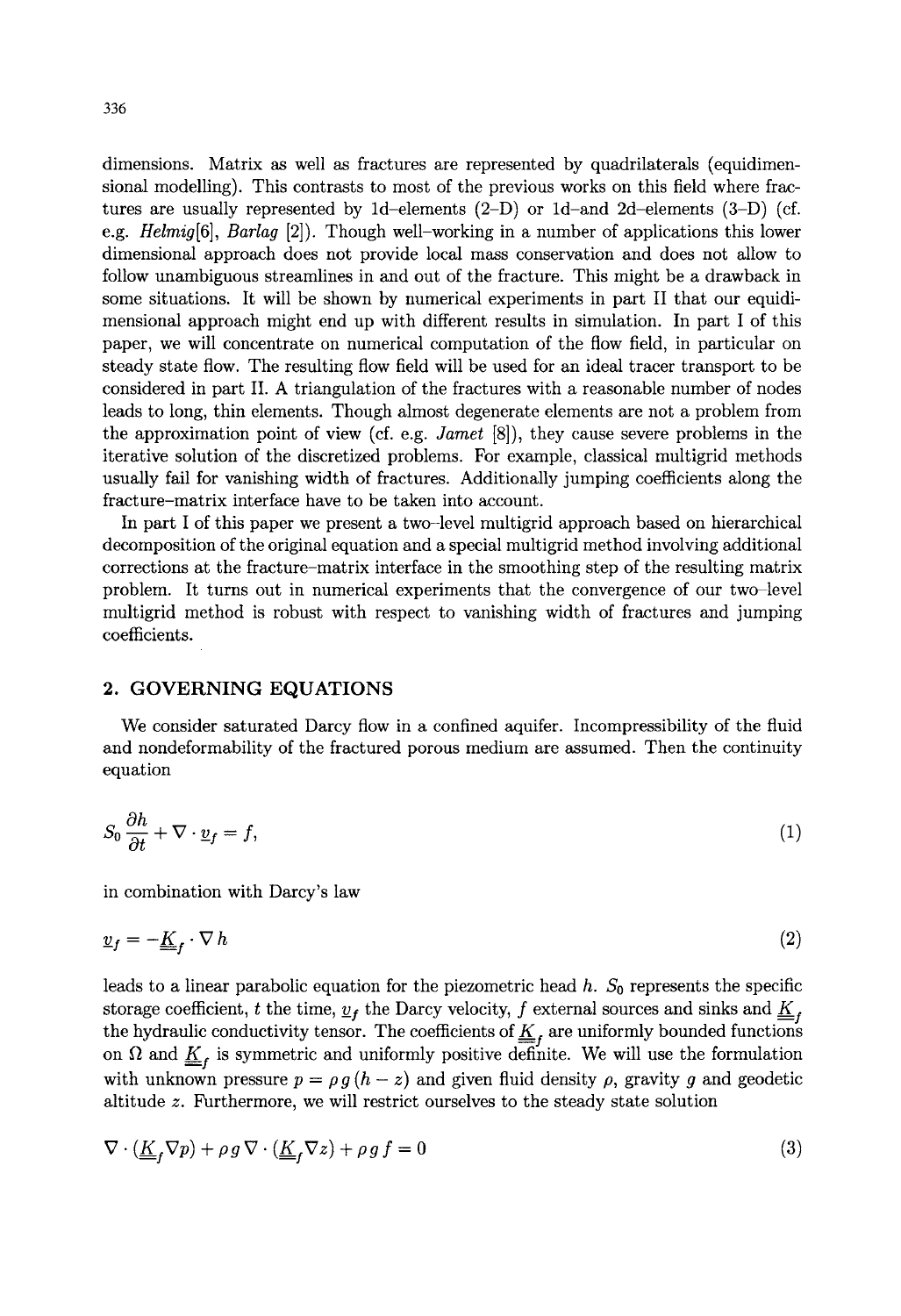dimensions. Matrix as well as fractures are represented by quadrilaterals (equidimensional modelling). This contrasts to most of the previous works on this field where fractures are usually represented by 1d–elements (2–D) or 1d–and 2d–elements (3–D) (cf. e.g. *Helmig*[6], *Barlag* [2]). Though well–working in a number of applications this lower dimensional approach does not provide local mass conservation and does not allow to follow unambiguous streamlines in and out of the fracture. This might be a drawback in some situations. It will be shown by numerical experiments in part II that our equidimensional approach might end up with different results in simulation. In part I of this paper, we will concentrate on numerical computation of the flow field, in particular on steady state flow. The resulting flow field will be used for an ideal tracer transport to be considered in part II. A triangulation of the fractures with a reasonable number of nodes leads to long, thin elements. Though almost degenerate elements are not a problem from the approximation point of view (cf. e.g. *Jamet* [8]), they cause severe problems in the iterative solution of the discretized problems. For example, classical multigrid methods usually fail for vanishing width of fractures. Additionally jumping coefficients along the fracture–matrix interface have to be taken into account.

In part I of this paper we present a two–level multigrid approach based on hierarchical decomposition of the original equation and a special multigrid method involving additional corrections at the fracture–matrix interface in the smoothing step of the resulting matrix problem. It turns out in numerical experiments that the convergence of our two–level multigrid method is robust with respect to vanishing width of fractures and jumping coefficients.

## 2. GOVERNING EQUATIONS

We consider saturated Darcy flow in a confined aquifer. Incompressibility of the fluid and nondeformability of the fractured porous medium are assumed. Then the continuity equation

$$S_0 \frac{\partial h}{\partial t} + \nabla \cdot \underline{v}_f = f, \tag{1}$$

in combination with Darcy's law

$$\underline{v}_f = -\underline{\underline{K}}_f \cdot \nabla h \tag{2}$$

leads to a linear parabolic equation for the piezometric head $h$. $S_0$ represents the specific storage coefficient, $t$ the time, $\underline{v}_f$ the Darcy velocity, $f$ external sources and sinks and $\underline{\underline{K}}_f$ the hydraulic conductivity tensor. The coefficients of $\underline{\underline{K}}_f$ are uniformly bounded functions on $\Omega$ and $\underline{\underline{K}}_f$ is symmetric and uniformly positive definite. We will use the formulation with unknown pressure $p = \rho\, g\,(h - z)$ and given fluid density $\rho$, gravity $g$ and geodetic altitude $z$. Furthermore, we will restrict ourselves to the steady state solution

$$\nabla \cdot (\underline{\underline{K}}_f \nabla p) + \rho\, g\, \nabla \cdot (\underline{\underline{K}}_f \nabla z) + \rho\, g\, f = 0 \tag{3}$$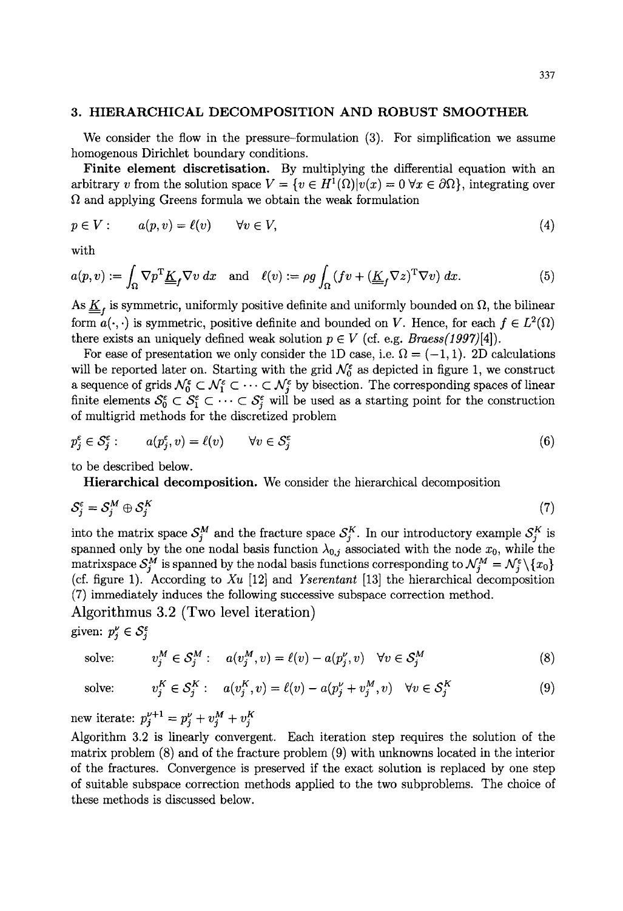## 3. HIERARCHICAL DECOMPOSITION AND ROBUST SMOOTHER

We consider the flow in the pressure–formulation (3). For simplification we assume homogenous Dirichlet boundary conditions.

**Finite element discretisation.** By multiplying the differential equation with an arbitrary $v$ from the solution space $V = \{v \in H^1(\Omega) | v(x) = 0 \; \forall x \in \partial\Omega\}$, integrating over $\Omega$ and applying Greens formula we obtain the weak formulation

$$p \in V: \qquad a(p, v) = \ell(v) \qquad \forall v \in V, \tag{4}$$

with

$$a(p, v) := \int_\Omega \nabla p^{\mathrm{T}} \underline{\underline{K}}_f \nabla v \, dx \quad \text{and} \quad \ell(v) := \rho g \int_\Omega (f v + (\underline{\underline{K}}_f \nabla z)^{\mathrm{T}} \nabla v) \, dx. \tag{5}$$

As $\underline{\underline{K}}_f$ is symmetric, uniformly positive definite and uniformly bounded on $\Omega$, the bilinear form $a(\cdot, \cdot)$ is symmetric, positive definite and bounded on $V$. Hence, for each $f \in L^2(\Omega)$ there exists an uniquely defined weak solution $p \in V$ (cf. e.g. *Braess(1997)*[4]).

For ease of presentation we only consider the 1D case, i.e. $\Omega = (-1, 1)$. 2D calculations will be reported later on. Starting with the grid $\mathcal{N}_0^\varepsilon$ as depicted in figure 1, we construct a sequence of grids $\mathcal{N}_0^\varepsilon \subset \mathcal{N}_1^\varepsilon \subset \cdots \subset \mathcal{N}_j^\varepsilon$ by bisection. The corresponding spaces of linear finite elements $\mathcal{S}_0^\varepsilon \subset \mathcal{S}_1^\varepsilon \subset \cdots \subset \mathcal{S}_j^\varepsilon$ will be used as a starting point for the construction of multigrid methods for the discretized problem

$$p_j^\varepsilon \in \mathcal{S}_j^\varepsilon: \qquad a(p_j^\varepsilon, v) = \ell(v) \qquad \forall v \in \mathcal{S}_j^\varepsilon \tag{6}$$

to be described below.

**Hierarchical decomposition.** We consider the hierarchical decomposition

$$\mathcal{S}_j^\varepsilon = \mathcal{S}_j^M \oplus \mathcal{S}_j^K \tag{7}$$

into the matrix space $\mathcal{S}_j^M$ and the fracture space $\mathcal{S}_j^K$. In our introductory example $\mathcal{S}_j^K$ is spanned only by the one nodal basis function $\lambda_{0,j}$ associated with the node $x_0$, while the matrixspace $\mathcal{S}_j^M$ is spanned by the nodal basis functions corresponding to $\mathcal{N}_j^M = \mathcal{N}_j^\varepsilon \backslash \{x_0\}$ (cf. figure 1). According to *Xu* [12] and *Yserentant* [13] the hierarchical decomposition (7) immediately induces the following successive subspace correction method.

### Algorithmus 3.2 (Two level iteration)

given: $p_j^\nu \in \mathcal{S}_j^\varepsilon$

$$\text{solve:} \qquad v_j^M \in \mathcal{S}_j^M: \quad a(v_j^M, v) = \ell(v) - a(p_j^\nu, v) \quad \forall v \in \mathcal{S}_j^M \tag{8}$$

$$\text{solve:} \qquad v_j^K \in \mathcal{S}_j^K: \quad a(v_j^K, v) = \ell(v) - a(p_j^\nu + v_j^M, v) \quad \forall v \in \mathcal{S}_j^K \tag{9}$$

new iterate: $p_j^{\nu+1} = p_j^\nu + v_j^M + v_j^K$

Algorithm 3.2 is linearly convergent. Each iteration step requires the solution of the matrix problem (8) and of the fracture problem (9) with unknowns located in the interior of the fractures. Convergence is preserved if the exact solution is replaced by one step of suitable subspace correction methods applied to the two subproblems. The choice of these methods is discussed below.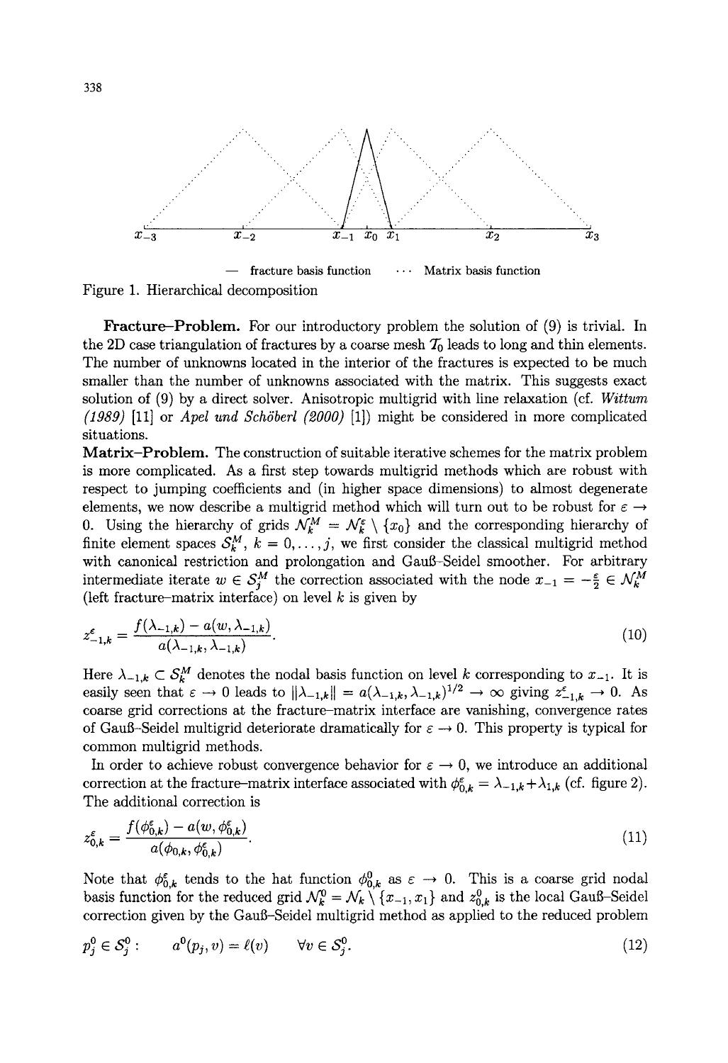$x_{-3}$ $x_{-2}$ $x_{-1}$ $x_0$ $x_1$ $x_2$ $x_3$

— fracture basis function ··· Matrix basis function

Figure 1. Hierarchical decomposition

**Fracture–Problem.** For our introductory problem the solution of (9) is trivial. In the 2D case triangulation of fractures by a coarse mesh $\mathcal{T}_0$ leads to long and thin elements. The number of unknowns located in the interior of the fractures is expected to be much smaller than the number of unknowns associated with the matrix. This suggests exact solution of (9) by a direct solver. Anisotropic multigrid with line relaxation (cf. *Wittum (1989)* [11] or *Apel und Schöberl (2000)* [1]) might be considered in more complicated situations.

**Matrix–Problem.** The construction of suitable iterative schemes for the matrix problem is more complicated. As a first step towards multigrid methods which are robust with respect to jumping coefficients and (in higher space dimensions) to almost degenerate elements, we now describe a multigrid method which will turn out to be robust for $\varepsilon \to 0$. Using the hierarchy of grids $\mathcal{N}_k^M = \mathcal{N}_k^\varepsilon \setminus \{x_0\}$ and the corresponding hierarchy of finite element spaces $\mathcal{S}_k^M$, $k = 0, \ldots, j$, we first consider the classical multigrid method with canonical restriction and prolongation and Gauß-Seidel smoother. For arbitrary intermediate iterate $w \in \mathcal{S}_j^M$ the correction associated with the node $x_{-1} = -\frac{\varepsilon}{2} \in \mathcal{N}_k^M$ (left fracture–matrix interface) on level $k$ is given by

$$z_{-1,k}^\varepsilon = \frac{f(\lambda_{-1,k}) - a(w, \lambda_{-1,k})}{a(\lambda_{-1,k}, \lambda_{-1,k})}. \tag{10}$$

Here $\lambda_{-1,k} \subset \mathcal{S}_k^M$ denotes the nodal basis function on level $k$ corresponding to $x_{-1}$. It is easily seen that $\varepsilon \to 0$ leads to $\|\lambda_{-1,k}\| = a(\lambda_{-1,k}, \lambda_{-1,k})^{1/2} \to \infty$ giving $z_{-1,k}^\varepsilon \to 0$. As coarse grid corrections at the fracture–matrix interface are vanishing, convergence rates of Gauß–Seidel multigrid deteriorate dramatically for $\varepsilon \to 0$. This property is typical for common multigrid methods.

In order to achieve robust convergence behavior for $\varepsilon \to 0$, we introduce an additional correction at the fracture–matrix interface associated with $\phi_{0,k}^\varepsilon = \lambda_{-1,k} + \lambda_{1,k}$ (cf. figure 2). The additional correction is

$$z_{0,k}^\varepsilon = \frac{f(\phi_{0,k}^\varepsilon) - a(w, \phi_{0,k}^\varepsilon)}{a(\phi_{0,k}, \phi_{0,k}^\varepsilon)}. \tag{11}$$

Note that $\phi_{0,k}^\varepsilon$ tends to the hat function $\phi_{0,k}^0$ as $\varepsilon \to 0$. This is a coarse grid nodal basis function for the reduced grid $\mathcal{N}_k^0 = \mathcal{N}_k \setminus \{x_{-1}, x_1\}$ and $z_{0,k}^0$ is the local Gauß–Seidel correction given by the Gauß–Seidel multigrid method as applied to the reduced problem

$$p_j^0 \in \mathcal{S}_j^0 : \qquad a^0(p_j, v) = \ell(v) \qquad \forall v \in \mathcal{S}_j^0. \tag{12}$$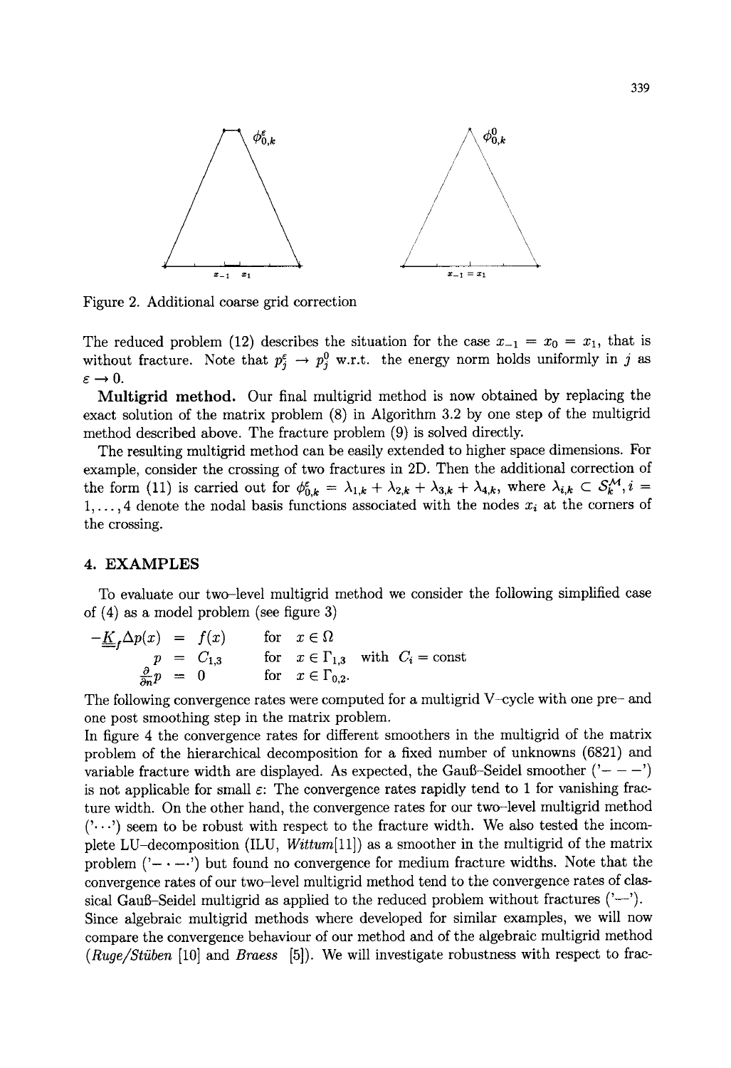Figure 2. Additional coarse grid correction

The reduced problem (12) describes the situation for the case $x_{-1} = x_0 = x_1$, that is without fracture. Note that $p_j^\varepsilon \to p_j^0$ w.r.t. the energy norm holds uniformly in $j$ as $\varepsilon \to 0$.

**Multigrid method.** Our final multigrid method is now obtained by replacing the exact solution of the matrix problem (8) in Algorithm 3.2 by one step of the multigrid method described above. The fracture problem (9) is solved directly.

The resulting multigrid method can be easily extended to higher space dimensions. For example, consider the crossing of two fractures in 2D. Then the additional correction of the form (11) is carried out for $\phi_{0,k}^\varepsilon = \lambda_{1,k} + \lambda_{2,k} + \lambda_{3,k} + \lambda_{4,k}$, where $\lambda_{i,k} \subset \mathcal{S}_k^{\mathcal{M}}, i = 1,\ldots,4$ denote the nodal basis functions associated with the nodes $x_i$ at the corners of the crossing.

## 4. EXAMPLES

To evaluate our two–level multigrid method we consider the following simplified case of (4) as a model problem (see figure 3)

$$
\begin{aligned}
-\underline{\underline{K}}_f \Delta p(x) &= f(x) && \text{for } x \in \Omega \\
p &= C_{1,3} && \text{for } x \in \Gamma_{1,3} \quad \text{with } C_i = \text{const} \\
\tfrac{\partial}{\partial n} p &= 0 && \text{for } x \in \Gamma_{0,2}.
\end{aligned}
$$

The following convergence rates were computed for a multigrid V–cycle with one pre– and one post smoothing step in the matrix problem.

In figure 4 the convergence rates for different smoothers in the multigrid of the matrix problem of the hierarchical decomposition for a fixed number of unknowns (6821) and variable fracture width are displayed. As expected, the Gauß–Seidel smoother ('– – –') is not applicable for small $\varepsilon$: The convergence rates rapidly tend to 1 for vanishing fracture width. On the other hand, the convergence rates for our two–level multigrid method ('· · ·') seem to be robust with respect to the fracture width. We also tested the incomplete LU–decomposition (ILU, *Wittum*[11]) as a smoother in the multigrid of the matrix problem ('– · –') but found no convergence for medium fracture widths. Note that the convergence rates of our two–level multigrid method tend to the convergence rates of classical Gauß–Seidel multigrid as applied to the reduced problem without fractures ('—').

Since algebraic multigrid methods where developed for similar examples, we will now compare the convergence behaviour of our method and of the algebraic multigrid method (*Ruge/Stüben* [10] and *Braess* [5]). We will investigate robustness with respect to frac-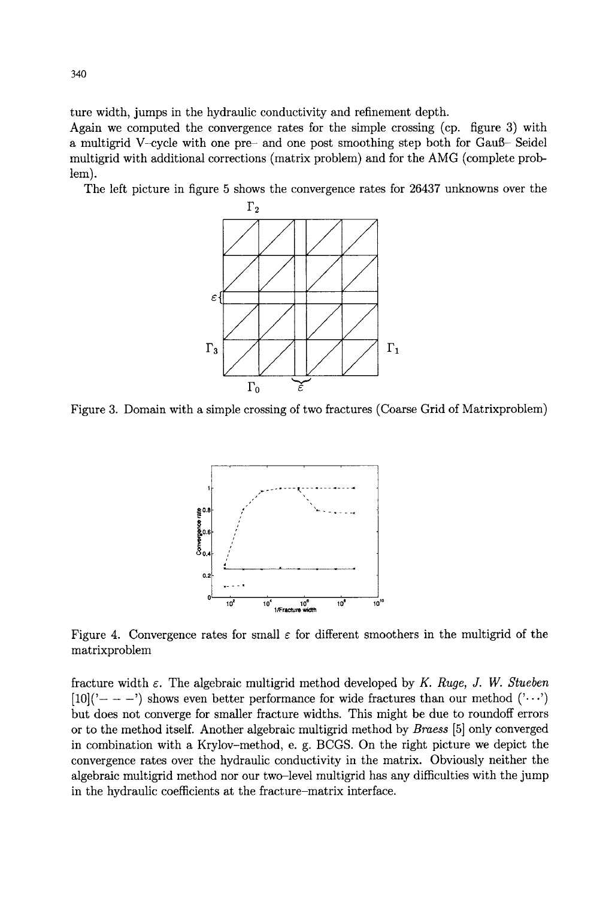ture width, jumps in the hydraulic conductivity and refinement depth.
Again we computed the convergence rates for the simple crossing (cp. figure 3) with a multigrid V–cycle with one pre– and one post smoothing step both for Gauß– Seidel multigrid with additional corrections (matrix problem) and for the AMG (complete problem).

The left picture in figure 5 shows the convergence rates for 26437 unknowns over the

Figure 3. Domain with a simple crossing of two fractures (Coarse Grid of Matrixproblem)

Figure 4. Convergence rates for small $\varepsilon$ for different smoothers in the multigrid of the matrixproblem

fracture width $\varepsilon$. The algebraic multigrid method developed by *K. Ruge, J. W. Stueben* [10]('– – –') shows even better performance for wide fractures than our method ('···') but does not converge for smaller fracture widths. This might be due to roundoff errors or to the method itself. Another algebraic multigrid method by *Braess* [5] only converged in combination with a Krylov–method, e. g. BCGS. On the right picture we depict the convergence rates over the hydraulic conductivity in the matrix. Obviously neither the algebraic multigrid method nor our two–level multigrid has any difficulties with the jump in the hydraulic coefficients at the fracture–matrix interface.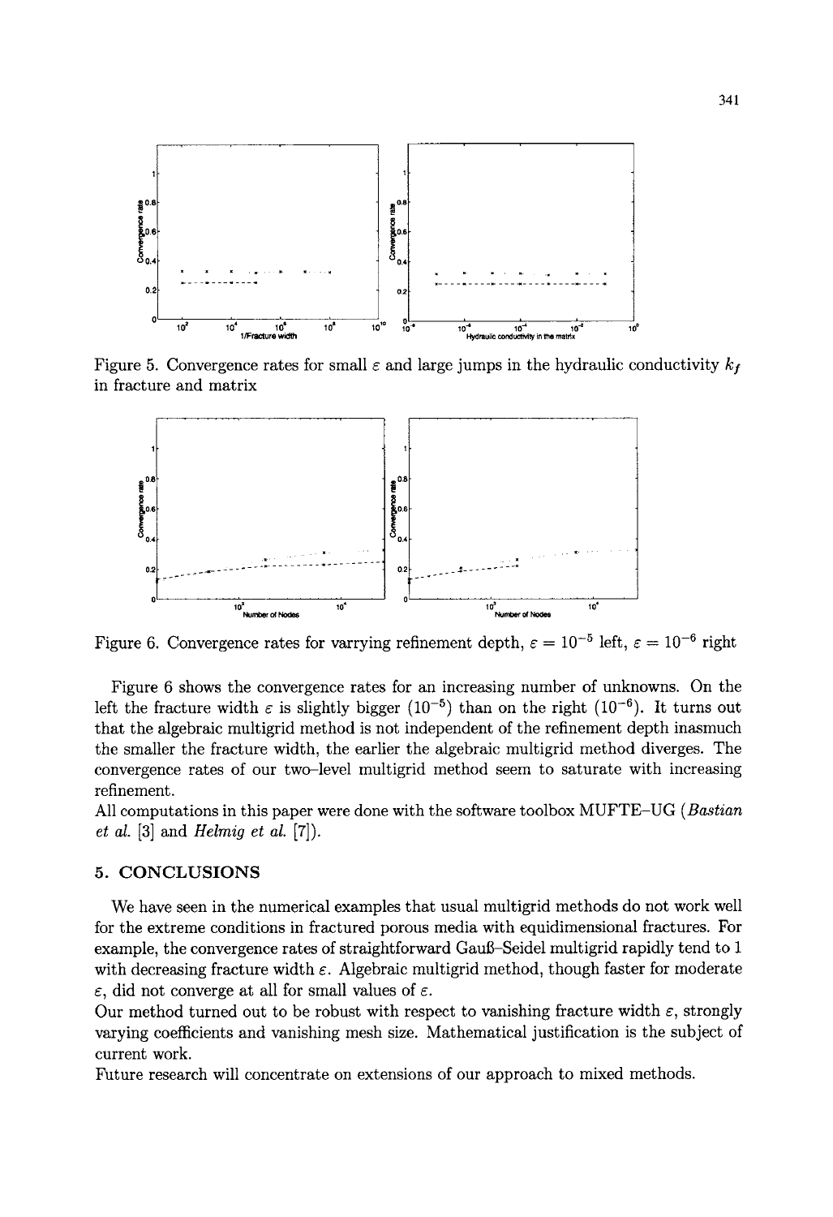Figure 5. Convergence rates for small $\varepsilon$ and large jumps in the hydraulic conductivity $k_f$ in fracture and matrix

Figure 6. Convergence rates for varrying refinement depth, $\varepsilon = 10^{-5}$ left, $\varepsilon = 10^{-6}$ right

Figure 6 shows the convergence rates for an increasing number of unknowns. On the left the fracture width $\varepsilon$ is slightly bigger ($10^{-5}$) than on the right ($10^{-6}$). It turns out that the algebraic multigrid method is not independent of the refinement depth inasmuch the smaller the fracture width, the earlier the algebraic multigrid method diverges. The convergence rates of our two–level multigrid method seem to saturate with increasing refinement.

All computations in this paper were done with the software toolbox MUFTE–UG (*Bastian et al.* [3] and *Helmig et al.* [7]).

## 5. CONCLUSIONS

We have seen in the numerical examples that usual multigrid methods do not work well for the extreme conditions in fractured porous media with equidimensional fractures. For example, the convergence rates of straightforward Gauß–Seidel multigrid rapidly tend to 1 with decreasing fracture width $\varepsilon$. Algebraic multigrid method, though faster for moderate $\varepsilon$, did not converge at all for small values of $\varepsilon$.

Our method turned out to be robust with respect to vanishing fracture width $\varepsilon$, strongly varying coefficients and vanishing mesh size. Mathematical justification is the subject of current work.

Future research will concentrate on extensions of our approach to mixed methods.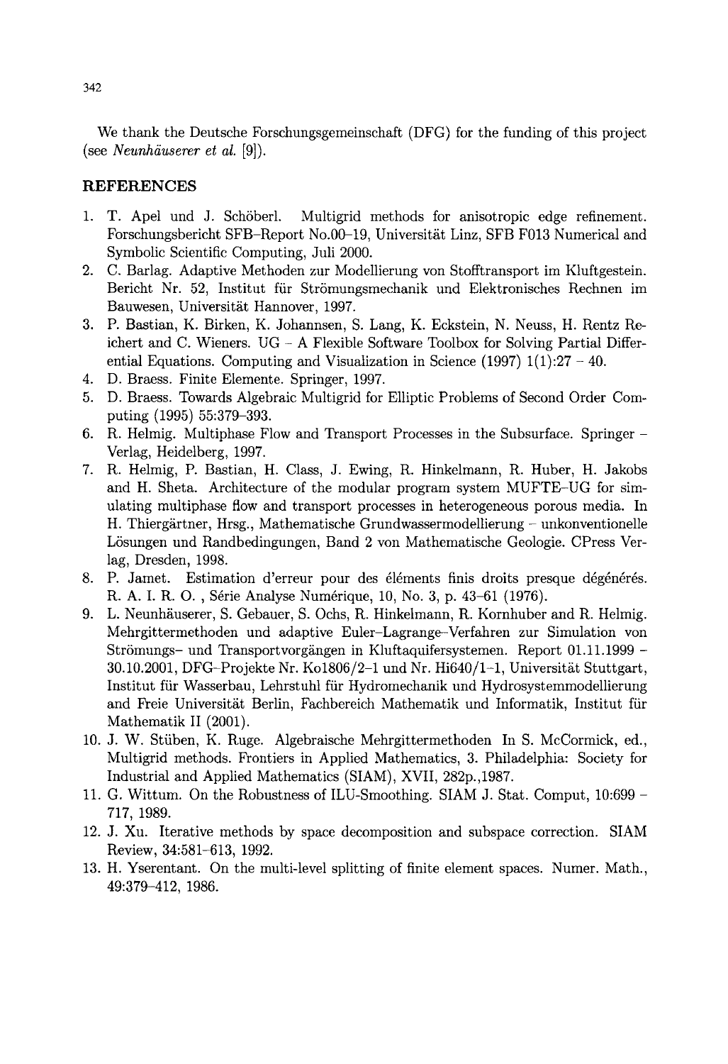We thank the Deutsche Forschungsgemeinschaft (DFG) for the funding of this project (see *Neunhäuserer et al.* [9]).

## REFERENCES

1. T. Apel und J. Schöberl. Multigrid methods for anisotropic edge refinement. Forschungsbericht SFB-Report No.00–19, Universität Linz, SFB F013 Numerical and Symbolic Scientific Computing, Juli 2000.
2. C. Barlag. Adaptive Methoden zur Modellierung von Stofftransport im Kluftgestein. Bericht Nr. 52, Institut für Strömungsmechanik und Elektronisches Rechnen im Bauwesen, Universität Hannover, 1997.
3. P. Bastian, K. Birken, K. Johannsen, S. Lang, K. Eckstein, N. Neuss, H. Rentz Reichert and C. Wieners. UG – A Flexible Software Toolbox for Solving Partial Differential Equations. Computing and Visualization in Science (1997) 1(1):27 – 40.
4. D. Braess. Finite Elemente. Springer, 1997.
5. D. Braess. Towards Algebraic Multigrid for Elliptic Problems of Second Order Computing (1995) 55:379–393.
6. R. Helmig. Multiphase Flow and Transport Processes in the Subsurface. Springer – Verlag, Heidelberg, 1997.
7. R. Helmig, P. Bastian, H. Class, J. Ewing, R. Hinkelmann, R. Huber, H. Jakobs and H. Sheta. Architecture of the modular program system MUFTE–UG for simulating multiphase flow and transport processes in heterogeneous porous media. In H. Thiergärtner, Hrsg., Mathematische Grundwassermodellierung – unkonventionelle Lösungen und Randbedingungen, Band 2 von Mathematische Geologie. CPress Verlag, Dresden, 1998.
8. P. Jamet. Estimation d'erreur pour des éléments finis droits presque dégénérés. R. A. I. R. O. , Série Analyse Numérique, 10, No. 3, p. 43–61 (1976).
9. L. Neunhäuserer, S. Gebauer, S. Ochs, R. Hinkelmann, R. Kornhuber and R. Helmig. Mehrgittermethoden und adaptive Euler–Lagrange–Verfahren zur Simulation von Strömungs– und Transportvorgängen in Kluftaquifersystemen. Report 01.11.1999 – 30.10.2001, DFG–Projekte Nr. Ko1806/2–1 und Nr. Hi640/1–1, Universität Stuttgart, Institut für Wasserbau, Lehrstuhl für Hydromechanik und Hydrosystemmodellierung and Freie Universität Berlin, Fachbereich Mathematik und Informatik, Institut für Mathematik II (2001).
10. J. W. Stüben, K. Ruge. Algebraische Mehrgittermethoden In S. McCormick, ed., Multigrid methods. Frontiers in Applied Mathematics, 3. Philadelphia: Society for Industrial and Applied Mathematics (SIAM), XVII, 282p.,1987.
11. G. Wittum. On the Robustness of ILU-Smoothing. SIAM J. Stat. Comput, 10:699 – 717, 1989.
12. J. Xu. Iterative methods by space decomposition and subspace correction. SIAM Review, 34:581–613, 1992.
13. H. Yserentant. On the multi-level splitting of finite element spaces. Numer. Math., 49:379–412, 1986.